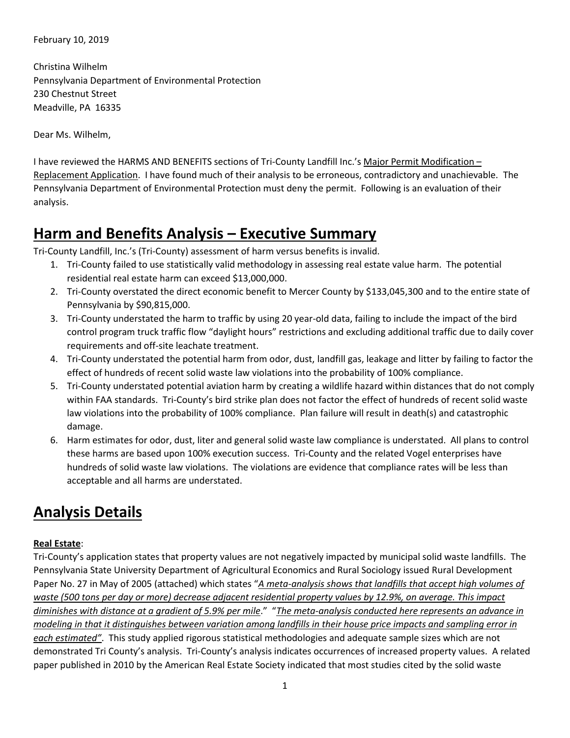February 10, 2019

Christina Wilhelm
Pennsylvania Department of Environmental Protection
230 Chestnut Street
Meadville, PA 16335

Dear Ms. Wilhelm,

I have reviewed the HARMS AND BENEFITS sections of Tri-County Landfill Inc.'s Major Permit Modification – Replacement Application. I have found much of their analysis to be erroneous, contradictory and unachievable. The Pennsylvania Department of Environmental Protection must deny the permit. Following is an evaluation of their analysis.

## Harm and Benefits Analysis – Executive Summary

Tri-County Landfill, Inc.'s (Tri-County) assessment of harm versus benefits is invalid.

1. Tri-County failed to use statistically valid methodology in assessing real estate value harm. The potential residential real estate harm can exceed $13,000,000.
2. Tri-County overstated the direct economic benefit to Mercer County by $133,045,300 and to the entire state of Pennsylvania by $90,815,000.
3. Tri-County understated the harm to traffic by using 20 year-old data, failing to include the impact of the bird control program truck traffic flow "daylight hours" restrictions and excluding additional traffic due to daily cover requirements and off-site leachate treatment.
4. Tri-County understated the potential harm from odor, dust, landfill gas, leakage and litter by failing to factor the effect of hundreds of recent solid waste law violations into the probability of 100% compliance.
5. Tri-County understated potential aviation harm by creating a wildlife hazard within distances that do not comply within FAA standards. Tri-County's bird strike plan does not factor the effect of hundreds of recent solid waste law violations into the probability of 100% compliance. Plan failure will result in death(s) and catastrophic damage.
6. Harm estimates for odor, dust, liter and general solid waste law compliance is understated. All plans to control these harms are based upon 100% execution success. Tri-County and the related Vogel enterprises have hundreds of solid waste law violations. The violations are evidence that compliance rates will be less than acceptable and all harms are understated.

## Analysis Details

**Real Estate**:

Tri-County's application states that property values are not negatively impacted by municipal solid waste landfills. The Pennsylvania State University Department of Agricultural Economics and Rural Sociology issued Rural Development Paper No. 27 in May of 2005 (attached) which states "*A meta-analysis shows that landfills that accept high volumes of waste (500 tons per day or more) decrease adjacent residential property values by 12.9%, on average. This impact diminishes with distance at a gradient of 5.9% per mile*." "*The meta-analysis conducted here represents an advance in modeling in that it distinguishes between variation among landfills in their house price impacts and sampling error in each estimated"*. This study applied rigorous statistical methodologies and adequate sample sizes which are not demonstrated Tri County's analysis. Tri-County's analysis indicates occurrences of increased property values. A related paper published in 2010 by the American Real Estate Society indicated that most studies cited by the solid waste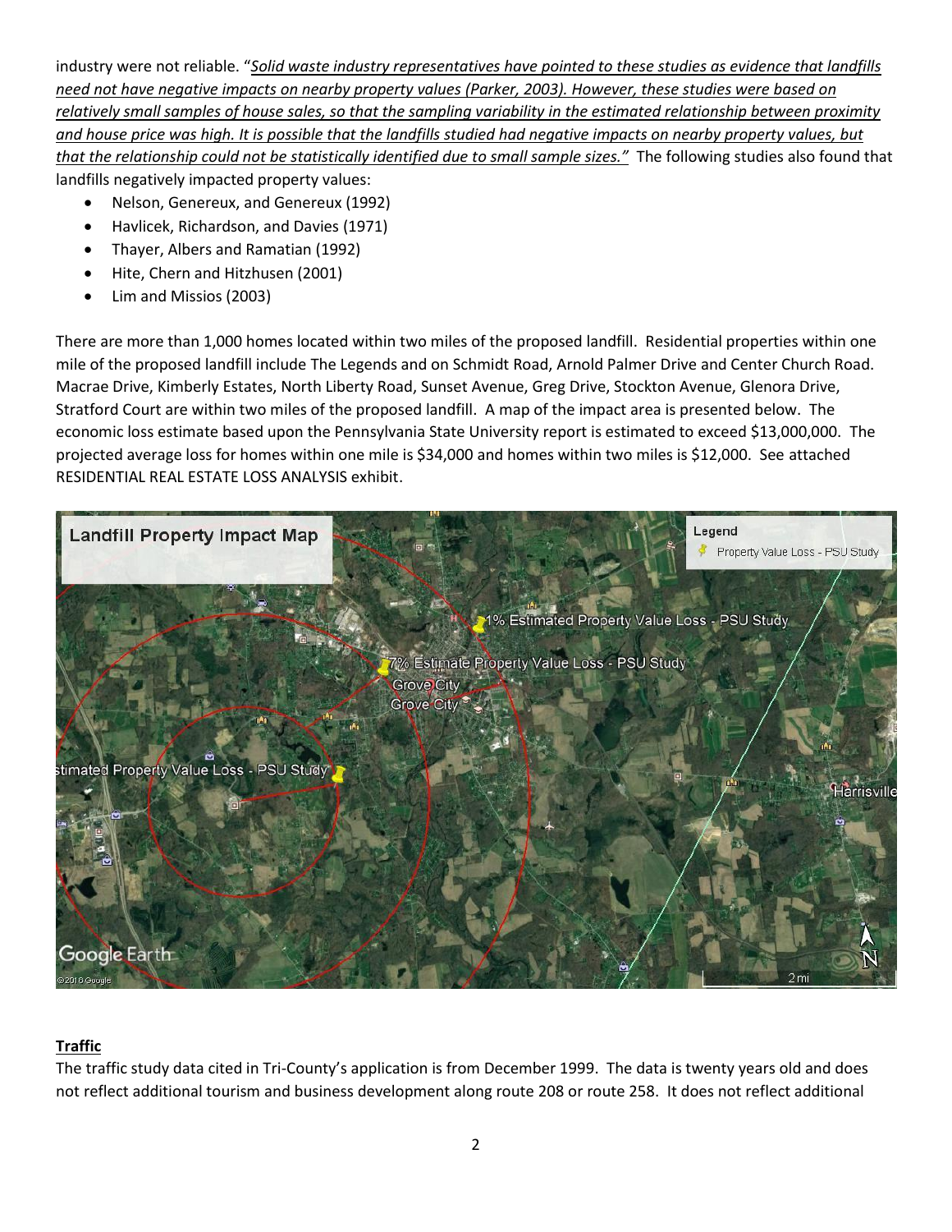industry were not reliable. "*Solid waste industry representatives have pointed to these studies as evidence that landfills need not have negative impacts on nearby property values (Parker, 2003). However, these studies were based on relatively small samples of house sales, so that the sampling variability in the estimated relationship between proximity and house price was high. It is possible that the landfills studied had negative impacts on nearby property values, but that the relationship could not be statistically identified due to small sample sizes."* The following studies also found that landfills negatively impacted property values:

- Nelson, Genereux, and Genereux (1992)
- Havlicek, Richardson, and Davies (1971)
- Thayer, Albers and Ramatian (1992)
- Hite, Chern and Hitzhusen (2001)
- Lim and Missios (2003)

There are more than 1,000 homes located within two miles of the proposed landfill. Residential properties within one mile of the proposed landfill include The Legends and on Schmidt Road, Arnold Palmer Drive and Center Church Road. Macrae Drive, Kimberly Estates, North Liberty Road, Sunset Avenue, Greg Drive, Stockton Avenue, Glenora Drive, Stratford Court are within two miles of the proposed landfill. A map of the impact area is presented below. The economic loss estimate based upon the Pennsylvania State University report is estimated to exceed $13,000,000. The projected average loss for homes within one mile is $34,000 and homes within two miles is $12,000. See attached RESIDENTIAL REAL ESTATE LOSS ANALYSIS exhibit.

## Traffic

The traffic study data cited in Tri-County's application is from December 1999. The data is twenty years old and does not reflect additional tourism and business development along route 208 or route 258. It does not reflect additional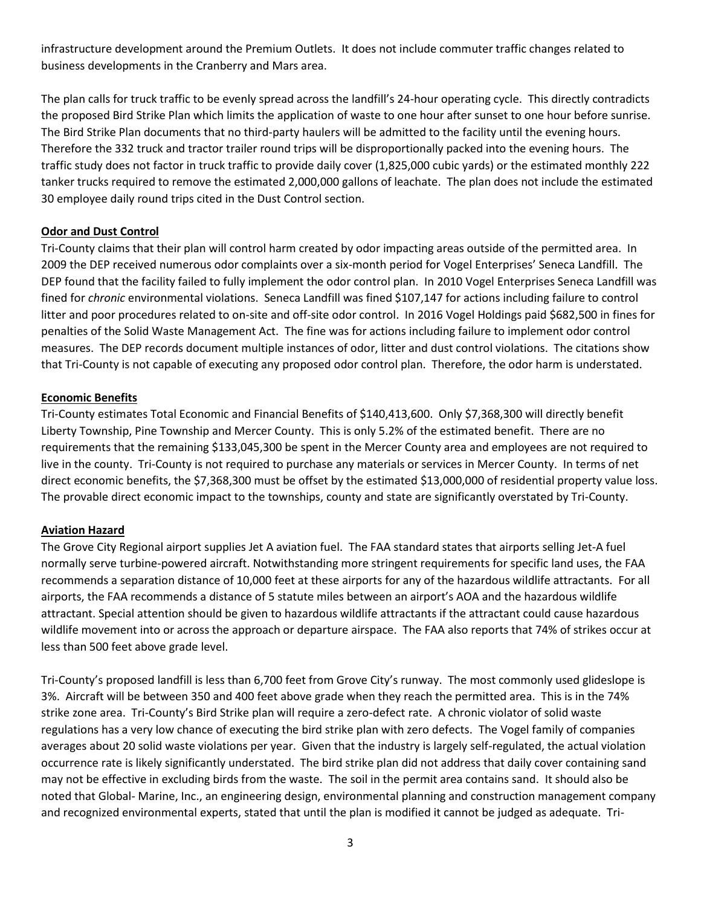infrastructure development around the Premium Outlets. It does not include commuter traffic changes related to business developments in the Cranberry and Mars area.

The plan calls for truck traffic to be evenly spread across the landfill's 24-hour operating cycle. This directly contradicts the proposed Bird Strike Plan which limits the application of waste to one hour after sunset to one hour before sunrise. The Bird Strike Plan documents that no third-party haulers will be admitted to the facility until the evening hours. Therefore the 332 truck and tractor trailer round trips will be disproportionally packed into the evening hours. The traffic study does not factor in truck traffic to provide daily cover (1,825,000 cubic yards) or the estimated monthly 222 tanker trucks required to remove the estimated 2,000,000 gallons of leachate. The plan does not include the estimated 30 employee daily round trips cited in the Dust Control section.

**Odor and Dust Control**

Tri-County claims that their plan will control harm created by odor impacting areas outside of the permitted area. In 2009 the DEP received numerous odor complaints over a six-month period for Vogel Enterprises' Seneca Landfill. The DEP found that the facility failed to fully implement the odor control plan. In 2010 Vogel Enterprises Seneca Landfill was fined for *chronic* environmental violations. Seneca Landfill was fined $107,147 for actions including failure to control litter and poor procedures related to on-site and off-site odor control. In 2016 Vogel Holdings paid $682,500 in fines for penalties of the Solid Waste Management Act. The fine was for actions including failure to implement odor control measures. The DEP records document multiple instances of odor, litter and dust control violations. The citations show that Tri-County is not capable of executing any proposed odor control plan. Therefore, the odor harm is understated.

**Economic Benefits**

Tri-County estimates Total Economic and Financial Benefits of $140,413,600. Only $7,368,300 will directly benefit Liberty Township, Pine Township and Mercer County. This is only 5.2% of the estimated benefit. There are no requirements that the remaining $133,045,300 be spent in the Mercer County area and employees are not required to live in the county. Tri-County is not required to purchase any materials or services in Mercer County. In terms of net direct economic benefits, the $7,368,300 must be offset by the estimated $13,000,000 of residential property value loss. The provable direct economic impact to the townships, county and state are significantly overstated by Tri-County.

**Aviation Hazard**

The Grove City Regional airport supplies Jet A aviation fuel. The FAA standard states that airports selling Jet-A fuel normally serve turbine-powered aircraft. Notwithstanding more stringent requirements for specific land uses, the FAA recommends a separation distance of 10,000 feet at these airports for any of the hazardous wildlife attractants. For all airports, the FAA recommends a distance of 5 statute miles between an airport's AOA and the hazardous wildlife attractant. Special attention should be given to hazardous wildlife attractants if the attractant could cause hazardous wildlife movement into or across the approach or departure airspace. The FAA also reports that 74% of strikes occur at less than 500 feet above grade level.

Tri-County's proposed landfill is less than 6,700 feet from Grove City's runway. The most commonly used glideslope is 3%. Aircraft will be between 350 and 400 feet above grade when they reach the permitted area. This is in the 74% strike zone area. Tri-County's Bird Strike plan will require a zero-defect rate. A chronic violator of solid waste regulations has a very low chance of executing the bird strike plan with zero defects. The Vogel family of companies averages about 20 solid waste violations per year. Given that the industry is largely self-regulated, the actual violation occurrence rate is likely significantly understated. The bird strike plan did not address that daily cover containing sand may not be effective in excluding birds from the waste. The soil in the permit area contains sand. It should also be noted that Global- Marine, Inc., an engineering design, environmental planning and construction management company and recognized environmental experts, stated that until the plan is modified it cannot be judged as adequate. Tri-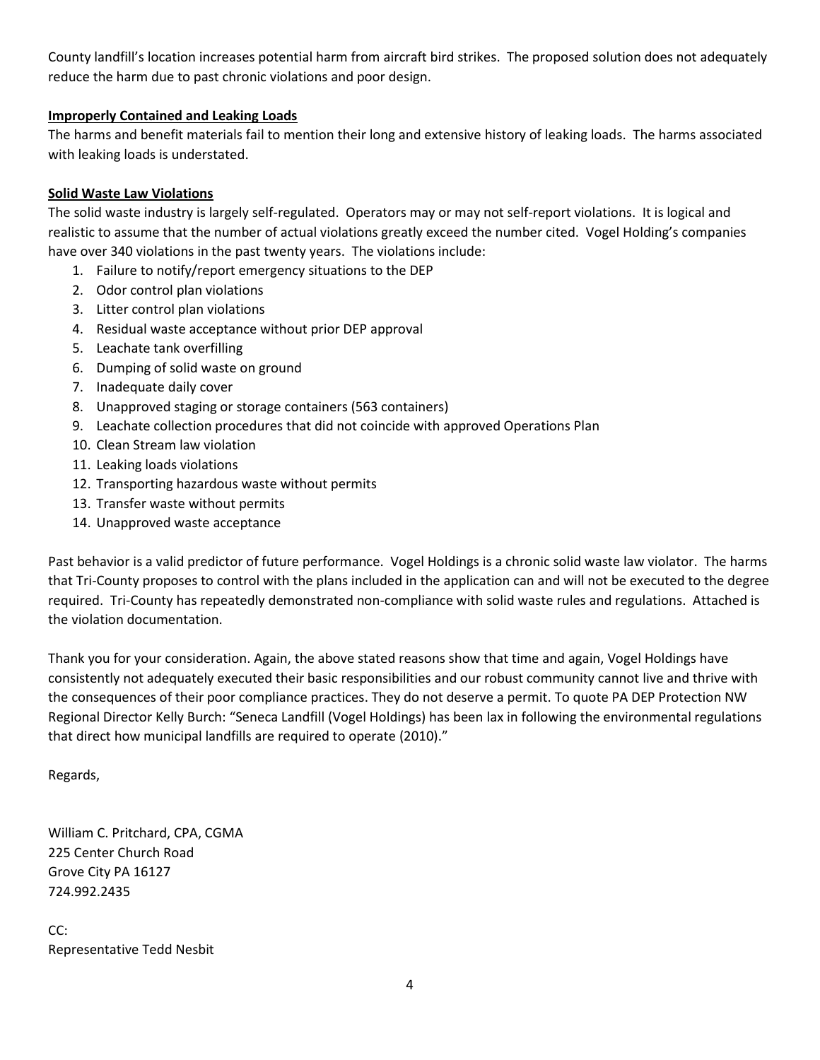County landfill's location increases potential harm from aircraft bird strikes. The proposed solution does not adequately reduce the harm due to past chronic violations and poor design.

**Improperly Contained and Leaking Loads**

The harms and benefit materials fail to mention their long and extensive history of leaking loads. The harms associated with leaking loads is understated.

**Solid Waste Law Violations**

The solid waste industry is largely self-regulated. Operators may or may not self-report violations. It is logical and realistic to assume that the number of actual violations greatly exceed the number cited. Vogel Holding's companies have over 340 violations in the past twenty years. The violations include:

1. Failure to notify/report emergency situations to the DEP
2. Odor control plan violations
3. Litter control plan violations
4. Residual waste acceptance without prior DEP approval
5. Leachate tank overfilling
6. Dumping of solid waste on ground
7. Inadequate daily cover
8. Unapproved staging or storage containers (563 containers)
9. Leachate collection procedures that did not coincide with approved Operations Plan
10. Clean Stream law violation
11. Leaking loads violations
12. Transporting hazardous waste without permits
13. Transfer waste without permits
14. Unapproved waste acceptance

Past behavior is a valid predictor of future performance. Vogel Holdings is a chronic solid waste law violator. The harms that Tri-County proposes to control with the plans included in the application can and will not be executed to the degree required. Tri-County has repeatedly demonstrated non-compliance with solid waste rules and regulations. Attached is the violation documentation.

Thank you for your consideration. Again, the above stated reasons show that time and again, Vogel Holdings have consistently not adequately executed their basic responsibilities and our robust community cannot live and thrive with the consequences of their poor compliance practices. They do not deserve a permit. To quote PA DEP Protection NW Regional Director Kelly Burch: "Seneca Landfill (Vogel Holdings) has been lax in following the environmental regulations that direct how municipal landfills are required to operate (2010)."

Regards,

William C. Pritchard, CPA, CGMA
225 Center Church Road
Grove City PA 16127
724.992.2435

CC:
Representative Tedd Nesbit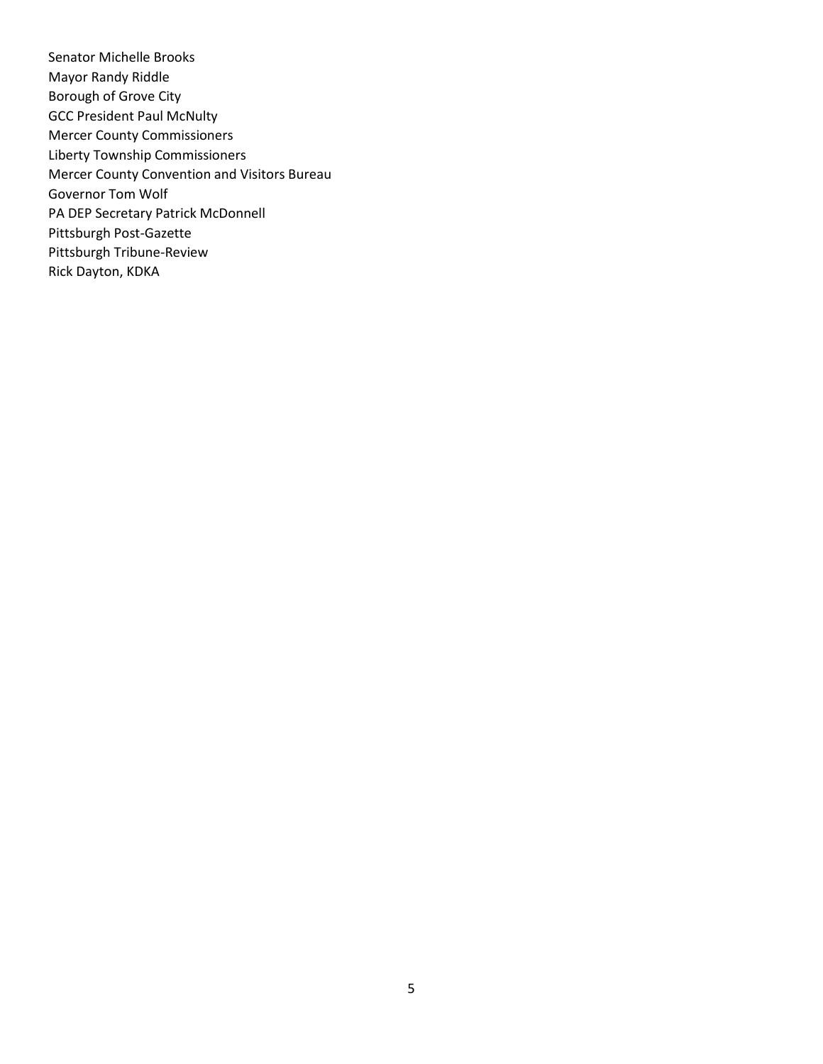Senator Michelle Brooks
Mayor Randy Riddle
Borough of Grove City
GCC President Paul McNulty
Mercer County Commissioners
Liberty Township Commissioners
Mercer County Convention and Visitors Bureau
Governor Tom Wolf
PA DEP Secretary Patrick McDonnell
Pittsburgh Post-Gazette
Pittsburgh Tribune-Review
Rick Dayton, KDKA